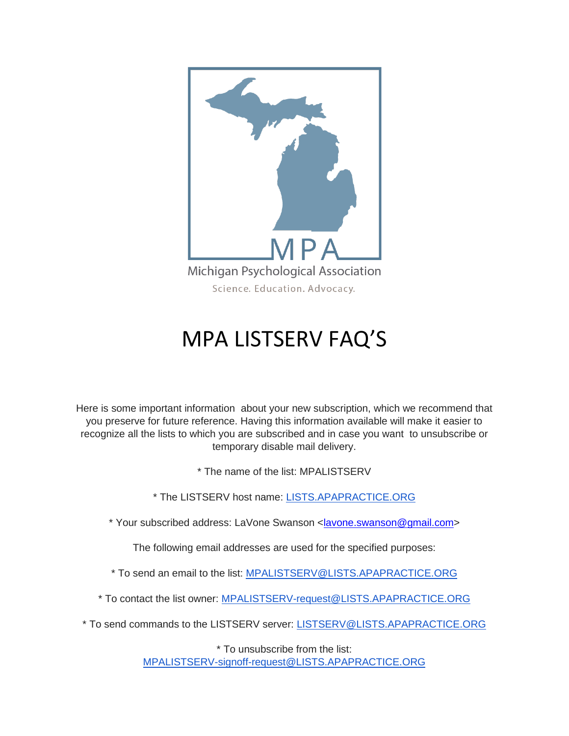MPA

Michigan Psychological Association

Science. Education. Advocacy.

# MPA LISTSERV FAQ'S

Here is some important information about your new subscription, which we recommend that you preserve for future reference. Having this information available will make it easier to recognize all the lists to which you are subscribed and in case you want to unsubscribe or temporary disable mail delivery.

* The name of the list: MPALISTSERV

* The LISTSERV host name: LISTS.APAPRACTICE.ORG

* Your subscribed address: LaVone Swanson <lavone.swanson@gmail.com>

The following email addresses are used for the specified purposes:

* To send an email to the list: MPALISTSERV@LISTS.APAPRACTICE.ORG

* To contact the list owner: MPALISTSERV-request@LISTS.APAPRACTICE.ORG

* To send commands to the LISTSERV server: LISTSERV@LISTS.APAPRACTICE.ORG

* To unsubscribe from the list: MPALISTSERV-signoff-request@LISTS.APAPRACTICE.ORG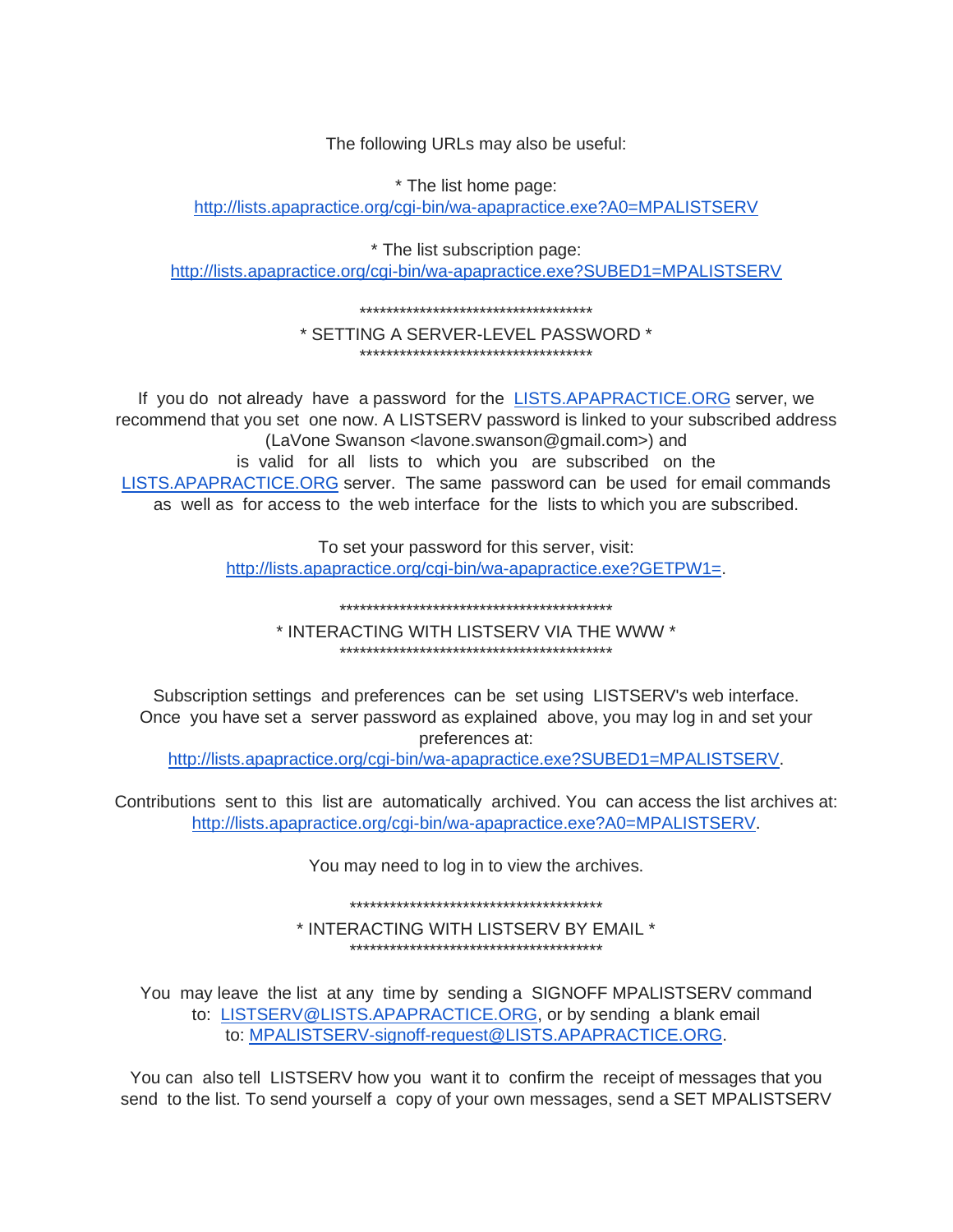The following URLs may also be useful:

* The list home page:
http://lists.apapractice.org/cgi-bin/wa-apapractice.exe?A0=MPALISTSERV

* The list subscription page:
http://lists.apapractice.org/cgi-bin/wa-apapractice.exe?SUBED1=MPALISTSERV

**************************************
* SETTING A SERVER-LEVEL PASSWORD *
**************************************

If you do not already have a password for the LISTS.APAPRACTICE.ORG server, we recommend that you set one now. A LISTSERV password is linked to your subscribed address (LaVone Swanson <lavone.swanson@gmail.com>) and is valid for all lists to which you are subscribed on the LISTS.APAPRACTICE.ORG server. The same password can be used for email commands as well as for access to the web interface for the lists to which you are subscribed.

To set your password for this server, visit:
http://lists.apapractice.org/cgi-bin/wa-apapractice.exe?GETPW1=.

********************************************
* INTERACTING WITH LISTSERV VIA THE WWW *
********************************************

Subscription settings and preferences can be set using LISTSERV's web interface. Once you have set a server password as explained above, you may log in and set your preferences at:
http://lists.apapractice.org/cgi-bin/wa-apapractice.exe?SUBED1=MPALISTSERV.

Contributions sent to this list are automatically archived. You can access the list archives at:
http://lists.apapractice.org/cgi-bin/wa-apapractice.exe?A0=MPALISTSERV.

You may need to log in to view the archives.

****************************************
* INTERACTING WITH LISTSERV BY EMAIL *
****************************************

You may leave the list at any time by sending a SIGNOFF MPALISTSERV command to: LISTSERV@LISTS.APAPRACTICE.ORG, or by sending a blank email to: MPALISTSERV-signoff-request@LISTS.APAPRACTICE.ORG.

You can also tell LISTSERV how you want it to confirm the receipt of messages that you send to the list. To send yourself a copy of your own messages, send a SET MPALISTSERV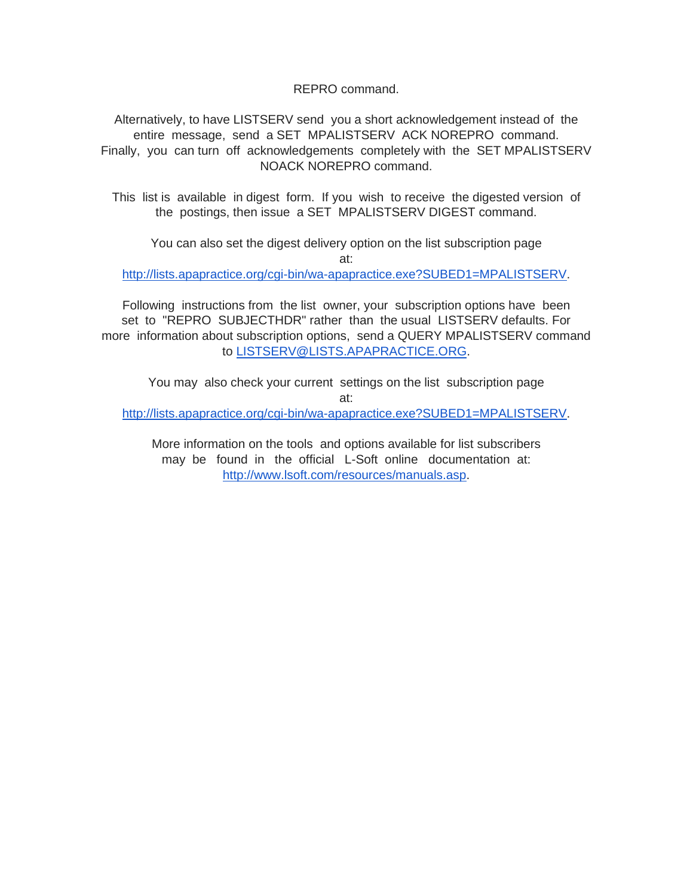REPRO command.

Alternatively, to have LISTSERV send you a short acknowledgement instead of the entire message, send a SET MPALISTSERV ACK NOREPRO command. Finally, you can turn off acknowledgements completely with the SET MPALISTSERV NOACK NOREPRO command.

This list is available in digest form. If you wish to receive the digested version of the postings, then issue a SET MPALISTSERV DIGEST command.

You can also set the digest delivery option on the list subscription page at: http://lists.apapractice.org/cgi-bin/wa-apapractice.exe?SUBED1=MPALISTSERV.

Following instructions from the list owner, your subscription options have been set to "REPRO SUBJECTHDR" rather than the usual LISTSERV defaults. For more information about subscription options, send a QUERY MPALISTSERV command to LISTSERV@LISTS.APAPRACTICE.ORG.

You may also check your current settings on the list subscription page at: http://lists.apapractice.org/cgi-bin/wa-apapractice.exe?SUBED1=MPALISTSERV.

More information on the tools and options available for list subscribers may be found in the official L-Soft online documentation at: http://www.lsoft.com/resources/manuals.asp.